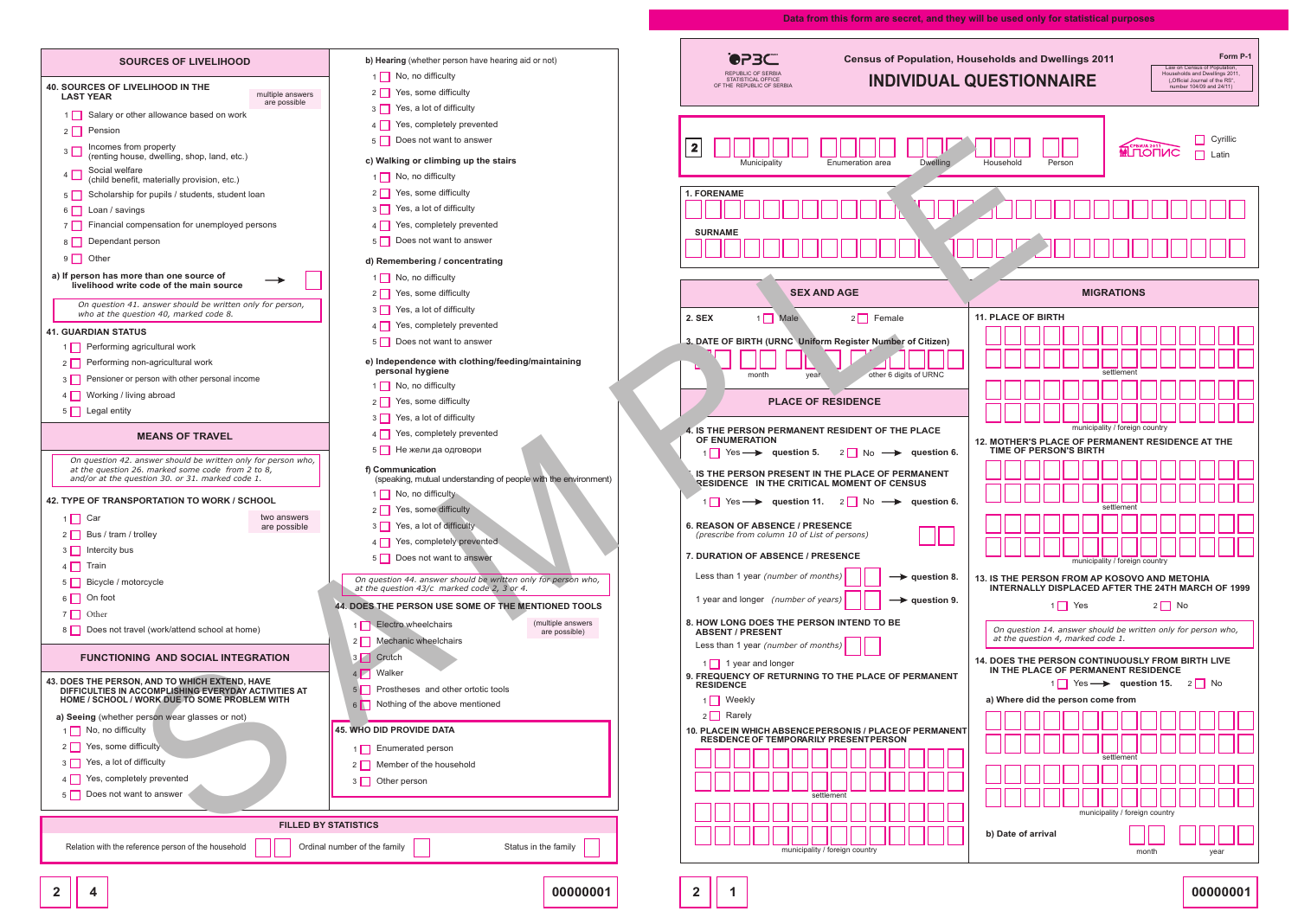Data from this form are secret, and they will be used only for statistical purposes

REPUBLIC OF SERBIA STATISTICAL OFFICE OF THE REPUBLIC OF SERBIA

## Census of Population, Households and Dwellings 2011

# INDIVIDUAL QUESTIONNAIRE

Form P-1

Law on Census of Population, Households and Dwellings 2011, („Official Journal of the RS", number 104/09 and 24/11)

2 | Municipality | Enumeration area | Dwelling | Household | Person

☐ Cyrillic
☐ Latin

**1. FORENAME**

**SURNAME**

## SEX AND AGE

**2. SEX** 1 ☐ Male 2 ☐ Female

**3. DATE OF BIRTH (URNC Uniform Register Number of Citizen)**

month | year | other 6 digits of URNC

## PLACE OF RESIDENCE

**4. IS THE PERSON PERMANENT RESIDENT OF THE PLACE OF ENUMERATION**

1 ☐ Yes → question 5. 2 ☐ No → question 6.

**5. IS THE PERSON PRESENT IN THE PLACE OF PERMANENT RESIDENCE IN THE CRITICAL MOMENT OF CENSUS**

1 ☐ Yes → question 11. 2 ☐ No → question 6.

**6. REASON OF ABSENCE / PRESENCE**
*(prescribe from column 10 of List of persons)*

**7. DURATION OF ABSENCE / PRESENCE**

Less than 1 year *(number of months)* → question 8.
1 year and longer *(number of years)* → question 9.

**8. HOW LONG DOES THE PERSON INTEND TO BE ABSENT / PRESENT**

Less than 1 year *(number of months)*
1 ☐ 1 year and longer

**9. FREQUENCY OF RETURNING TO THE PLACE OF PERMANENT RESIDENCE**

1 ☐ Weekly
2 ☐ Rarely

**10. PLACE IN WHICH ABSENCE PERSON IS / PLACE OF PERMANENT RESIDENCE OF TEMPORARILY PRESENT PERSON**

settlement
municipality / foreign country

## MIGRATIONS

**11. PLACE OF BIRTH**

settlement
municipality / foreign country

**12. MOTHER'S PLACE OF PERMANENT RESIDENCE AT THE TIME OF PERSON'S BIRTH**

settlement
municipality / foreign country

**13. IS THE PERSON FROM AP KOSOVO AND METOHIA INTERNALLY DISPLACED AFTER THE 24TH MARCH OF 1999**

1 ☐ Yes 2 ☐ No

*On question 14. answer should be written only for person who, at the question 4, marked code 1.*

**14. DOES THE PERSON CONTINUOUSLY FROM BIRTH LIVE IN THE PLACE OF PERMANENT RESIDENCE**

1 ☐ Yes → question 15. 2 ☐ No

**a) Where did the person come from**

settlement
municipality / foreign country

**b) Date of arrival** month | year

2 | 1 00000001

## SOURCES OF LIVELIHOOD

**40. SOURCES OF LIVELIHOOD IN THE LAST YEAR** (multiple answers are possible)

1 ☐ Salary or other allowance based on work
2 ☐ Pension
3 ☐ Incomes from property (renting house, dwelling, shop, land, etc.)
4 ☐ Social welfare (child benefit, materially provision, etc.)
5 ☐ Scholarship for pupils / students, student loan
6 ☐ Loan / savings
7 ☐ Financial compensation for unemployed persons
8 ☐ Dependant person
9 ☐ Other

a) If person has more than one source of livelihood write code of the main source →

*On question 41. answer should be written only for person, who at the question 40, marked code 8.*

**41. GUARDIAN STATUS**

1 ☐ Performing agricultural work
2 ☐ Performing non-agricultural work
3 ☐ Pensioner or person with other personal income
4 ☐ Working / living abroad
5 ☐ Legal entity

## MEANS OF TRAVEL

*On question 42. answer should be written only for person who, at the question 26. marked some code from 2 to 8, and/or at the question 30. or 31. marked code 1.*

**42. TYPE OF TRANSPORTATION TO WORK / SCHOOL** (two answers are possible)

1 ☐ Car
2 ☐ Bus / tram / trolley
3 ☐ Intercity bus
4 ☐ Train
5 ☐ Bicycle / motorcycle
6 ☐ On foot
7 ☐ Other
8 ☐ Does not travel (work/attend school at home)

## FUNCTIONING AND SOCIAL INTEGRATION

**43. DOES THE PERSON, AND TO WHICH EXTEND, HAVE DIFFICULTIES IN ACCOMPLISHING EVERYDAY ACTIVITIES AT HOME / SCHOOL / WORK DUE TO SOME PROBLEM WITH**

**a) Seeing** (whether person wear glasses or not)

1 ☐ No, no difficulty
2 ☐ Yes, some difficulty
3 ☐ Yes, a lot of difficulty
4 ☐ Yes, completely prevented
5 ☐ Does not want to answer

**b) Hearing** (whether person have hearing aid or not)

1 ☐ No, no difficulty
2 ☐ Yes, some difficulty
3 ☐ Yes, a lot of difficulty
4 ☐ Yes, completely prevented
5 ☐ Does not want to answer

**c) Walking or climbing up the stairs**

1 ☐ No, no difficulty
2 ☐ Yes, some difficulty
3 ☐ Yes, a lot of difficulty
4 ☐ Yes, completely prevented
5 ☐ Does not want to answer

**d) Remembering / concentrating**

1 ☐ No, no difficulty
2 ☐ Yes, some difficulty
3 ☐ Yes, a lot of difficulty
4 ☐ Yes, completely prevented
5 ☐ Does not want to answer

**e) Independence with clothing/feeding/maintaining personal hygiene**

1 ☐ No, no difficulty
2 ☐ Yes, some difficulty
3 ☐ Yes, a lot of difficulty
4 ☐ Yes, completely prevented
5 ☐ Не жели да одговори

**f) Communication**
(speaking, mutual understanding of people with the environment)

1 ☐ No, no difficulty
2 ☐ Yes, some difficulty
3 ☐ Yes, a lot of difficulty
4 ☐ Yes, completely prevented
5 ☐ Does not want to answer

*On question 44. answer should be written only for person who, at the question 43/c marked code 2, 3 or 4.*

**44. DOES THE PERSON USE SOME OF THE MENTIONED TOOLS** (multiple answers are possible)

1 ☐ Electro wheelchairs
2 ☐ Mechanic wheelchairs
3 ☐ Crutch
4 ☐ Walker
5 ☐ Prostheses and other ortotic tools
6 ☐ Nothing of the above mentioned

**45. WHO DID PROVIDE DATA**

1 ☐ Enumerated person
2 ☐ Member of the household
3 ☐ Other person

**FILLED BY STATISTICS**

Relation with the reference person of the household | Ordinal number of the family | Status in the family

2 | 4 00000001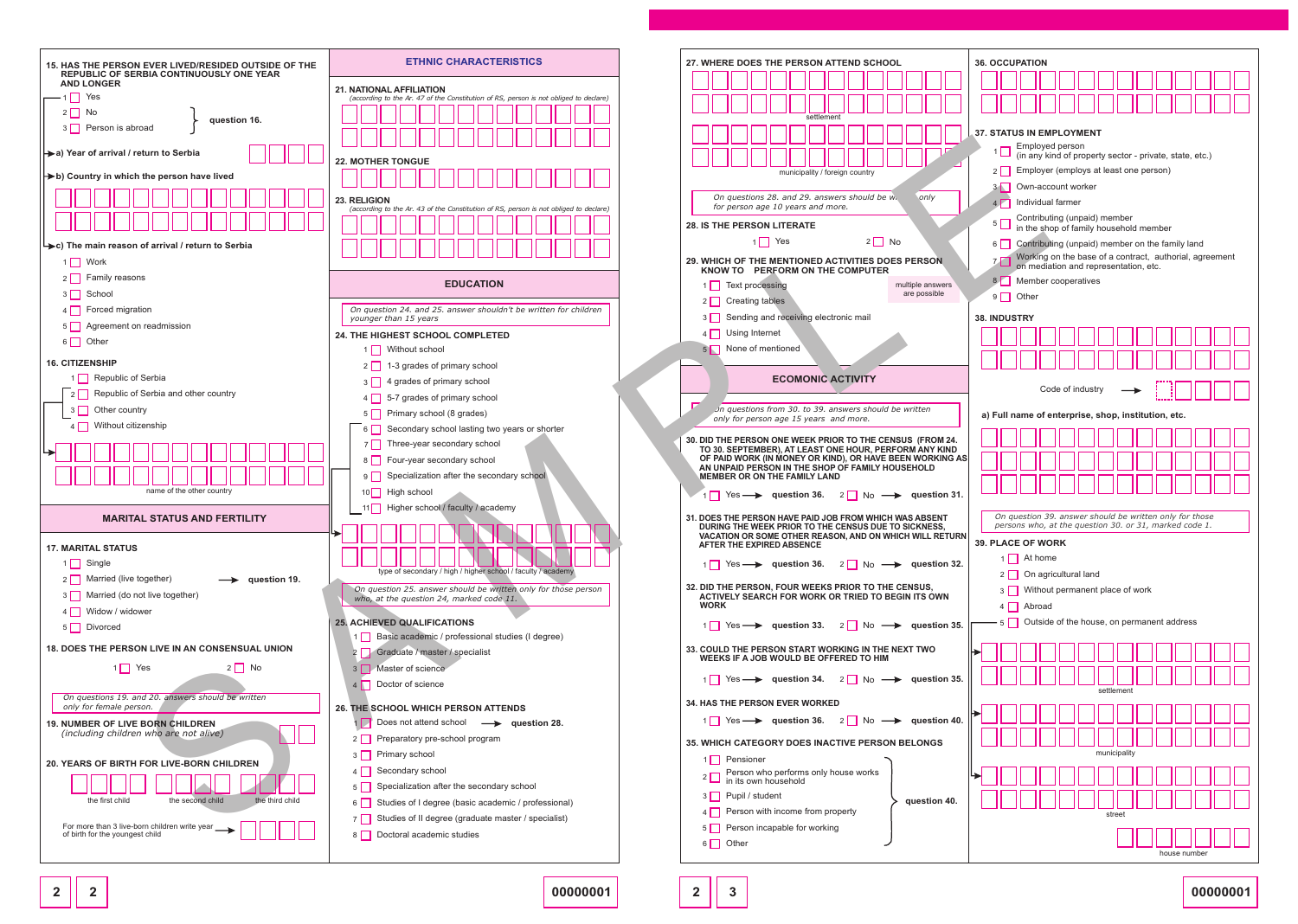**15. HAS THE PERSON EVER LIVED/RESIDED OUTSIDE OF THE REPUBLIC OF SERBIA CONTINUOUSLY ONE YEAR AND LONGER**

1 ☐ Yes
2 ☐ No
3 ☐ Person is abroad
} question 16.

a) Year of arrival / return to Serbia

b) Country in which the person have lived

c) The main reason of arrival / return to Serbia

1 ☐ Work
2 ☐ Family reasons
3 ☐ School
4 ☐ Forced migration
5 ☐ Agreement on readmission
6 ☐ Other

**16. CITIZENSHIP**

1 ☐ Republic of Serbia
2 ☐ Republic of Serbia and other country
3 ☐ Other country
4 ☐ Without citizenship

name of the other country

## MARITAL STATUS AND FERTILITY

**17. MARITAL STATUS**

1 ☐ Single
2 ☐ Married (live together) → question 19.
3 ☐ Married (do not live together)
4 ☐ Widow / widower
5 ☐ Divorced

**18. DOES THE PERSON LIVE IN AN CONSENSUAL UNION**

1 ☐ Yes 2 ☐ No

*On questions 19. and 20. answers should be written only for female person.*

**19. NUMBER OF LIVE BORN CHILDREN**
*(including children who are not alive)*

**20. YEARS OF BIRTH FOR LIVE-BORN CHILDREN**

the first child the second child the third child

For more than 3 live-born children write year of birth for the youngest child

## ETHNIC CHARACTERISTICS

**21. NATIONAL AFFILIATION**
*(according to the Ar. 47 of the Constitution of RS, person is not obliged to declare)*

**22. MOTHER TONGUE**

**23. RELIGION**
*(according to the Ar. 43 of the Constitution of RS, person is not obliged to declare)*

## EDUCATION

*On question 24. and 25. answer shouldn't be written for children younger than 15 years*

**24. THE HIGHEST SCHOOL COMPLETED**

1 ☐ Without school
2 ☐ 1-3 grades of primary school
3 ☐ 4 grades of primary school
4 ☐ 5-7 grades of primary school
5 ☐ Primary school (8 grades)
6 ☐ Secondary school lasting two years or shorter
7 ☐ Three-year secondary school
8 ☐ Four-year secondary school
9 ☐ Specialization after the secondary school
10 ☐ High school
11 ☐ Higher school / faculty / academy

type of secondary / high / higher school / faculty / academy

*On question 25. answer should be written only for those person who, at the question 24, marked code 11.*

**25. ACHIEVED QUALIFICATIONS**

1 ☐ Basic academic / professional studies (I degree)
2 ☐ Graduate / master / specialist
3 ☐ Master of science
4 ☐ Doctor of science

**26. THE SCHOOL WHICH PERSON ATTENDS**

1 ☐ Does not attend school → question 28.
2 ☐ Preparatory pre-school program
3 ☐ Primary school
4 ☐ Secondary school
5 ☐ Specialization after the secondary school
6 ☐ Studies of I degree (basic academic / professional)
7 ☐ Studies of II degree (graduate master / specialist)
8 ☐ Doctoral academic studies

**27. WHERE DOES THE PERSON ATTEND SCHOOL**

settlement

municipality / foreign country

*On questions 28. and 29. answers should be written only for person age 10 years and more.*

**28. IS THE PERSON LITERATE**

1 ☐ Yes 2 ☐ No

**29. WHICH OF THE MENTIONED ACTIVITIES DOES PERSON KNOW TO PERFORM ON THE COMPUTER**

multiple answers are possible

1 ☐ Text processing
2 ☐ Creating tables
3 ☐ Sending and receiving electronic mail
4 ☐ Using Internet
5 ☐ None of mentioned

## ECOMONIC ACTIVITY

*On questions from 30. to 39. answers should be written only for person age 15 years and more.*

**30. DID THE PERSON ONE WEEK PRIOR TO THE CENSUS (FROM 24. TO 30. SEPTEMBER), AT LEAST ONE HOUR, PERFORM ANY KIND OF PAID WORK (IN MONEY OR KIND), OR HAVE BEEN WORKING AS AN UNPAID PERSON IN THE SHOP OF FAMILY HOUSEHOLD MEMBER OR ON THE FAMILY LAND**

1 ☐ Yes → question 36. 2 ☐ No → question 31.

**31. DOES THE PERSON HAVE PAID JOB FROM WHICH WAS ABSENT DURING THE WEEK PRIOR TO THE CENSUS DUE TO SICKNESS, VACATION OR SOME OTHER REASON, AND ON WHICH WILL RETURN AFTER THE EXPIRED ABSENCE**

1 ☐ Yes → question 36. 2 ☐ No → question 32.

**32. DID THE PERSON, FOUR WEEKS PRIOR TO THE CENSUS, ACTIVELY SEARCH FOR WORK OR TRIED TO BEGIN ITS OWN WORK**

1 ☐ Yes → question 33. 2 ☐ No → question 35.

**33. COULD THE PERSON START WORKING IN THE NEXT TWO WEEKS IF A JOB WOULD BE OFFERED TO HIM**

1 ☐ Yes → question 34. 2 ☐ No → question 35.

**34. HAS THE PERSON EVER WORKED**

1 ☐ Yes → question 36. 2 ☐ No → question 40.

**35. WHICH CATEGORY DOES INACTIVE PERSON BELONGS**

1 ☐ Pensioner
2 ☐ Person who performs only house works in its own household
3 ☐ Pupil / student
4 ☐ Person with income from property
5 ☐ Person incapable for working
6 ☐ Other
} question 40.

**36. OCCUPATION**

**37. STATUS IN EMPLOYMENT**

1 ☐ Employed person (in any kind of property sector - private, state, etc.)
2 ☐ Employer (employs at least one person)
3 ☐ Own-account worker
4 ☐ Individual farmer
5 ☐ Contributing (unpaid) member in the shop of family household member
6 ☐ Contributing (unpaid) member on the family land
7 ☐ Working on the base of a contract, authorial, agreement on mediation and representation, etc.
8 ☐ Member cooperatives
9 ☐ Other

**38. INDUSTRY**

Code of industry →

a) Full name of enterprise, shop, institution, etc.

*On question 39. answer should be written only for those persons who, at the question 30. or 31, marked code 1.*

**39. PLACE OF WORK**

1 ☐ At home
2 ☐ On agricultural land
3 ☐ Without permanent place of work
4 ☐ Abroad
5 ☐ Outside of the house, on permanent address

settlement

municipality

street

house number

SAMPLE

2 2 00000001

2 3 00000001